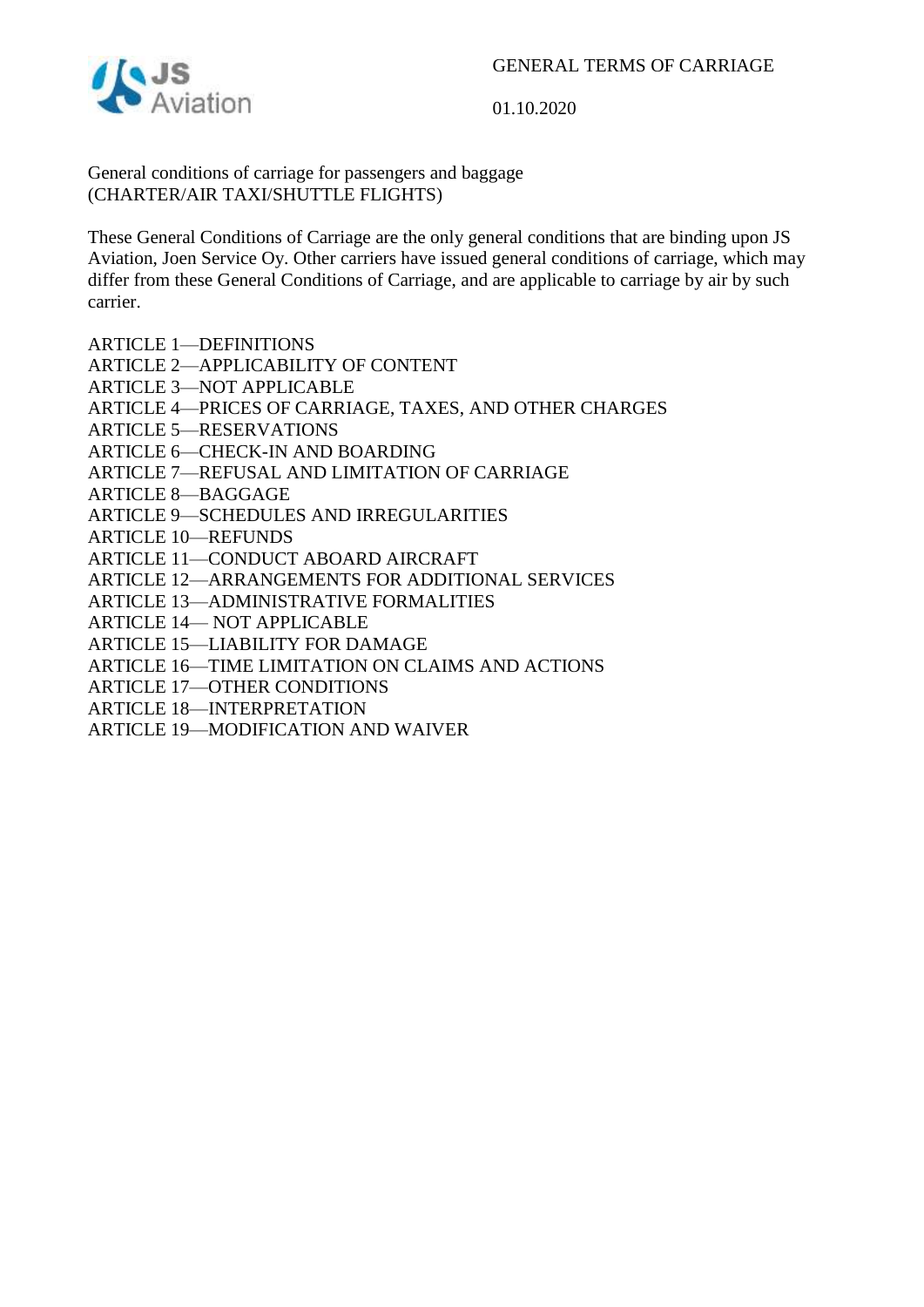GENERAL TERMS OF CARRIAGE

01.10.2020

General conditions of carriage for passengers and baggage
(CHARTER/AIR TAXI/SHUTTLE FLIGHTS)

These General Conditions of Carriage are the only general conditions that are binding upon JS Aviation, Joen Service Oy. Other carriers have issued general conditions of carriage, which may differ from these General Conditions of Carriage, and are applicable to carriage by air by such carrier.

ARTICLE 1—DEFINITIONS
ARTICLE 2—APPLICABILITY OF CONTENT
ARTICLE 3—NOT APPLICABLE
ARTICLE 4—PRICES OF CARRIAGE, TAXES, AND OTHER CHARGES
ARTICLE 5—RESERVATIONS
ARTICLE 6—CHECK-IN AND BOARDING
ARTICLE 7—REFUSAL AND LIMITATION OF CARRIAGE
ARTICLE 8—BAGGAGE
ARTICLE 9—SCHEDULES AND IRREGULARITIES
ARTICLE 10—REFUNDS
ARTICLE 11—CONDUCT ABOARD AIRCRAFT
ARTICLE 12—ARRANGEMENTS FOR ADDITIONAL SERVICES
ARTICLE 13—ADMINISTRATIVE FORMALITIES
ARTICLE 14— NOT APPLICABLE
ARTICLE 15—LIABILITY FOR DAMAGE
ARTICLE 16—TIME LIMITATION ON CLAIMS AND ACTIONS
ARTICLE 17—OTHER CONDITIONS
ARTICLE 18—INTERPRETATION
ARTICLE 19—MODIFICATION AND WAIVER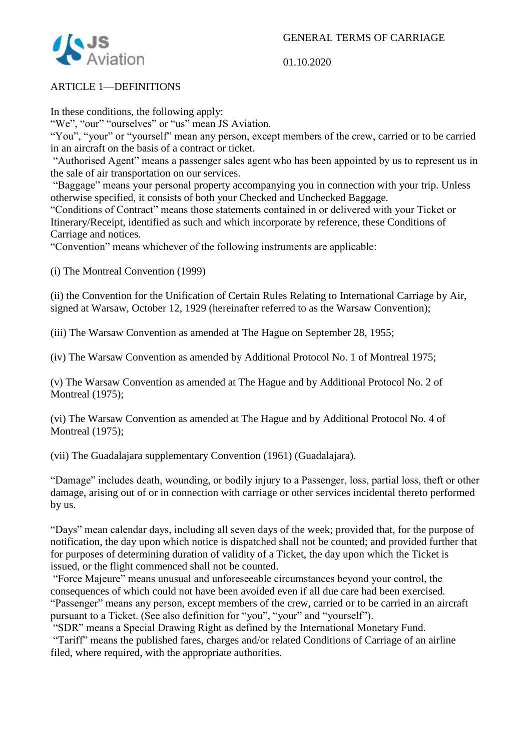GENERAL TERMS OF CARRIAGE

01.10.2020

## ARTICLE 1—DEFINITIONS

In these conditions, the following apply:
"We", "our" "ourselves" or "us" mean JS Aviation.
"You", "your" or "yourself" mean any person, except members of the crew, carried or to be carried in an aircraft on the basis of a contract or ticket.
"Authorised Agent" means a passenger sales agent who has been appointed by us to represent us in the sale of air transportation on our services.
"Baggage" means your personal property accompanying you in connection with your trip. Unless otherwise specified, it consists of both your Checked and Unchecked Baggage.
"Conditions of Contract" means those statements contained in or delivered with your Ticket or Itinerary/Receipt, identified as such and which incorporate by reference, these Conditions of Carriage and notices.
"Convention" means whichever of the following instruments are applicable:

(i) The Montreal Convention (1999)

(ii) the Convention for the Unification of Certain Rules Relating to International Carriage by Air, signed at Warsaw, October 12, 1929 (hereinafter referred to as the Warsaw Convention);

(iii) The Warsaw Convention as amended at The Hague on September 28, 1955;

(iv) The Warsaw Convention as amended by Additional Protocol No. 1 of Montreal 1975;

(v) The Warsaw Convention as amended at The Hague and by Additional Protocol No. 2 of Montreal (1975);

(vi) The Warsaw Convention as amended at The Hague and by Additional Protocol No. 4 of Montreal (1975);

(vii) The Guadalajara supplementary Convention (1961) (Guadalajara).

"Damage" includes death, wounding, or bodily injury to a Passenger, loss, partial loss, theft or other damage, arising out of or in connection with carriage or other services incidental thereto performed by us.

"Days" mean calendar days, including all seven days of the week; provided that, for the purpose of notification, the day upon which notice is dispatched shall not be counted; and provided further that for purposes of determining duration of validity of a Ticket, the day upon which the Ticket is issued, or the flight commenced shall not be counted.
"Force Majeure" means unusual and unforeseeable circumstances beyond your control, the consequences of which could not have been avoided even if all due care had been exercised.
"Passenger" means any person, except members of the crew, carried or to be carried in an aircraft pursuant to a Ticket. (See also definition for "you", "your" and "yourself").
"SDR" means a Special Drawing Right as defined by the International Monetary Fund.
"Tariff" means the published fares, charges and/or related Conditions of Carriage of an airline filed, where required, with the appropriate authorities.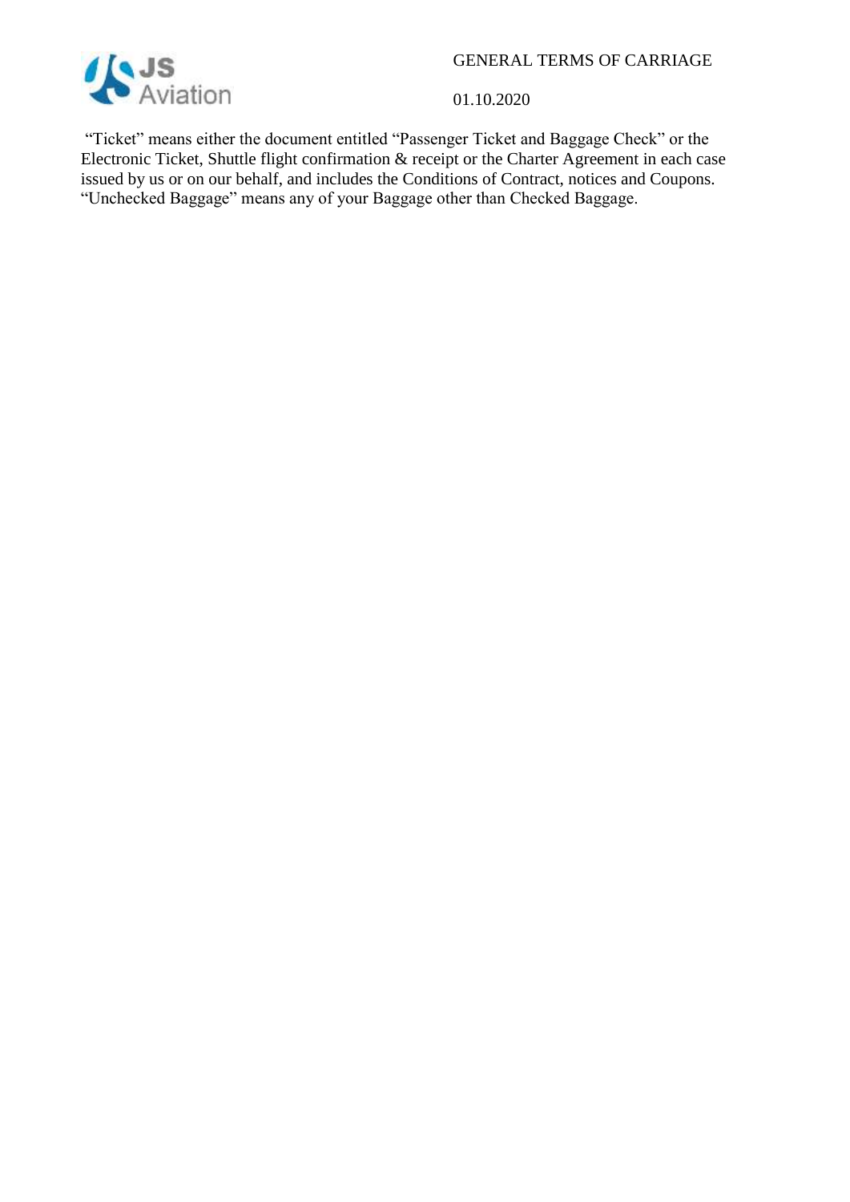"Ticket" means either the document entitled "Passenger Ticket and Baggage Check" or the Electronic Ticket, Shuttle flight confirmation & receipt or the Charter Agreement in each case issued by us or on our behalf, and includes the Conditions of Contract, notices and Coupons.

"Unchecked Baggage" means any of your Baggage other than Checked Baggage.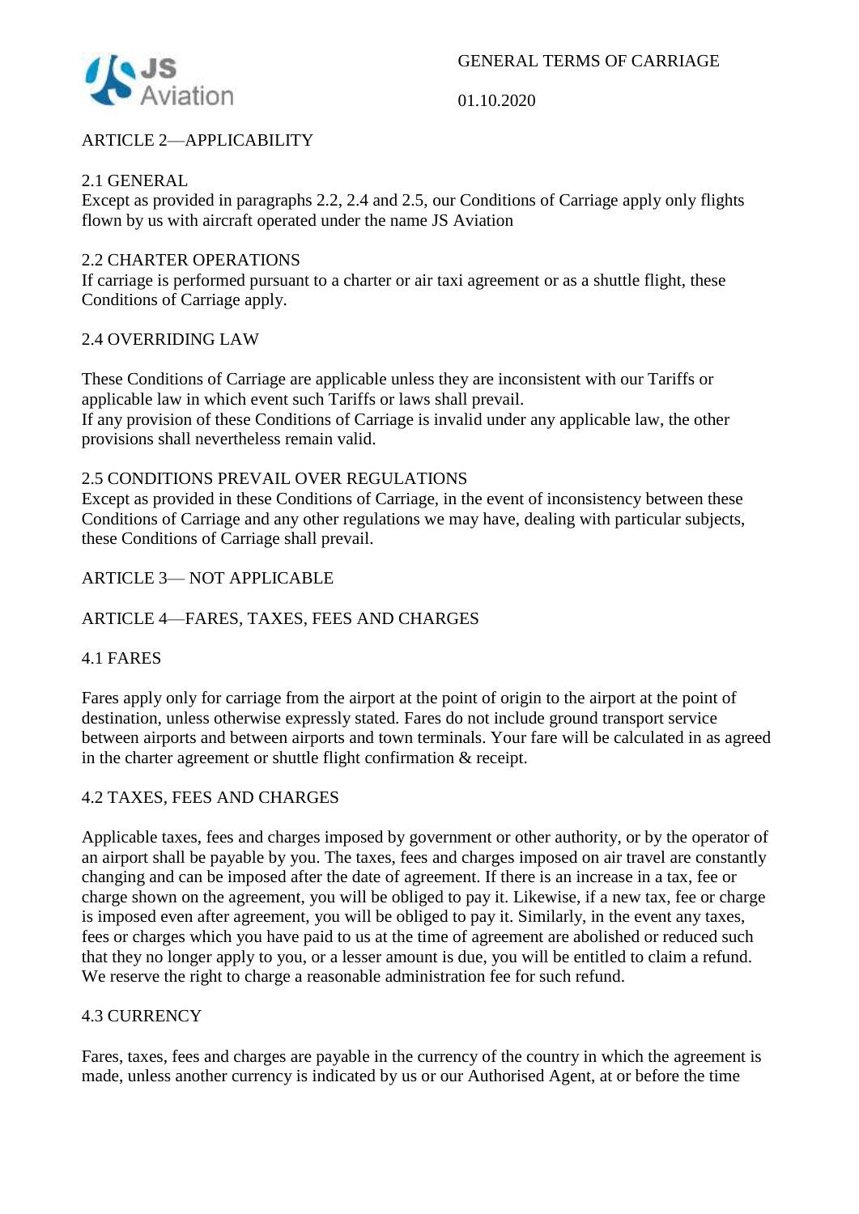## ARTICLE 2—APPLICABILITY

### 2.1 GENERAL

Except as provided in paragraphs 2.2, 2.4 and 2.5, our Conditions of Carriage apply only flights flown by us with aircraft operated under the name JS Aviation

### 2.2 CHARTER OPERATIONS

If carriage is performed pursuant to a charter or air taxi agreement or as a shuttle flight, these Conditions of Carriage apply.

### 2.4 OVERRIDING LAW

These Conditions of Carriage are applicable unless they are inconsistent with our Tariffs or applicable law in which event such Tariffs or laws shall prevail.
If any provision of these Conditions of Carriage is invalid under any applicable law, the other provisions shall nevertheless remain valid.

### 2.5 CONDITIONS PREVAIL OVER REGULATIONS

Except as provided in these Conditions of Carriage, in the event of inconsistency between these Conditions of Carriage and any other regulations we may have, dealing with particular subjects, these Conditions of Carriage shall prevail.

## ARTICLE 3— NOT APPLICABLE

## ARTICLE 4—FARES, TAXES, FEES AND CHARGES

### 4.1 FARES

Fares apply only for carriage from the airport at the point of origin to the airport at the point of destination, unless otherwise expressly stated. Fares do not include ground transport service between airports and between airports and town terminals. Your fare will be calculated in as agreed in the charter agreement or shuttle flight confirmation & receipt.

### 4.2 TAXES, FEES AND CHARGES

Applicable taxes, fees and charges imposed by government or other authority, or by the operator of an airport shall be payable by you. The taxes, fees and charges imposed on air travel are constantly changing and can be imposed after the date of agreement. If there is an increase in a tax, fee or charge shown on the agreement, you will be obliged to pay it. Likewise, if a new tax, fee or charge is imposed even after agreement, you will be obliged to pay it. Similarly, in the event any taxes, fees or charges which you have paid to us at the time of agreement are abolished or reduced such that they no longer apply to you, or a lesser amount is due, you will be entitled to claim a refund. We reserve the right to charge a reasonable administration fee for such refund.

### 4.3 CURRENCY

Fares, taxes, fees and charges are payable in the currency of the country in which the agreement is made, unless another currency is indicated by us or our Authorised Agent, at or before the time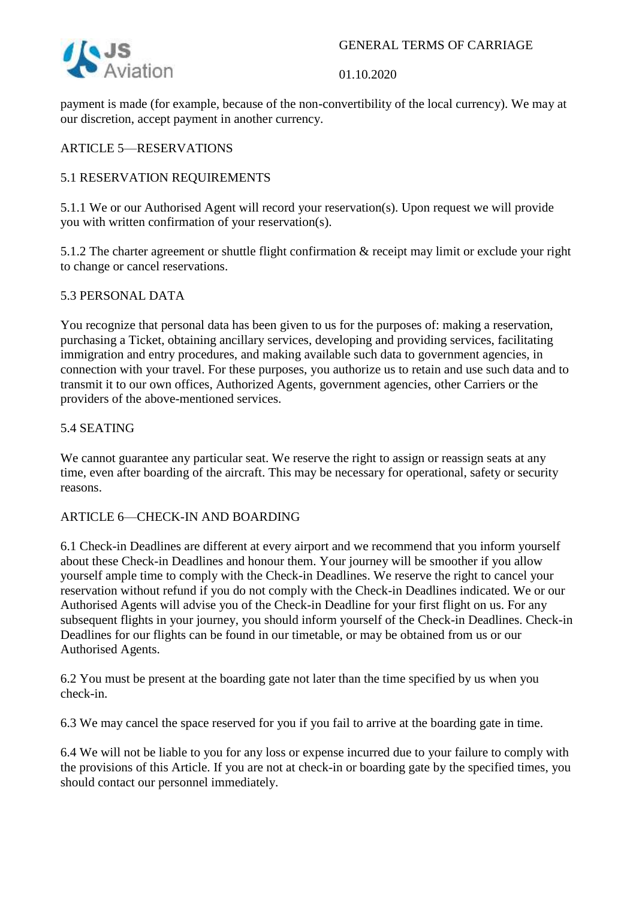payment is made (for example, because of the non-convertibility of the local currency). We may at our discretion, accept payment in another currency.

## ARTICLE 5—RESERVATIONS

### 5.1 RESERVATION REQUIREMENTS

5.1.1 We or our Authorised Agent will record your reservation(s). Upon request we will provide you with written confirmation of your reservation(s).

5.1.2 The charter agreement or shuttle flight confirmation & receipt may limit or exclude your right to change or cancel reservations.

### 5.3 PERSONAL DATA

You recognize that personal data has been given to us for the purposes of: making a reservation, purchasing a Ticket, obtaining ancillary services, developing and providing services, facilitating immigration and entry procedures, and making available such data to government agencies, in connection with your travel. For these purposes, you authorize us to retain and use such data and to transmit it to our own offices, Authorized Agents, government agencies, other Carriers or the providers of the above-mentioned services.

### 5.4 SEATING

We cannot guarantee any particular seat. We reserve the right to assign or reassign seats at any time, even after boarding of the aircraft. This may be necessary for operational, safety or security reasons.

## ARTICLE 6—CHECK-IN AND BOARDING

6.1 Check-in Deadlines are different at every airport and we recommend that you inform yourself about these Check-in Deadlines and honour them. Your journey will be smoother if you allow yourself ample time to comply with the Check-in Deadlines. We reserve the right to cancel your reservation without refund if you do not comply with the Check-in Deadlines indicated. We or our Authorised Agents will advise you of the Check-in Deadline for your first flight on us. For any subsequent flights in your journey, you should inform yourself of the Check-in Deadlines. Check-in Deadlines for our flights can be found in our timetable, or may be obtained from us or our Authorised Agents.

6.2 You must be present at the boarding gate not later than the time specified by us when you check-in.

6.3 We may cancel the space reserved for you if you fail to arrive at the boarding gate in time.

6.4 We will not be liable to you for any loss or expense incurred due to your failure to comply with the provisions of this Article. If you are not at check-in or boarding gate by the specified times, you should contact our personnel immediately.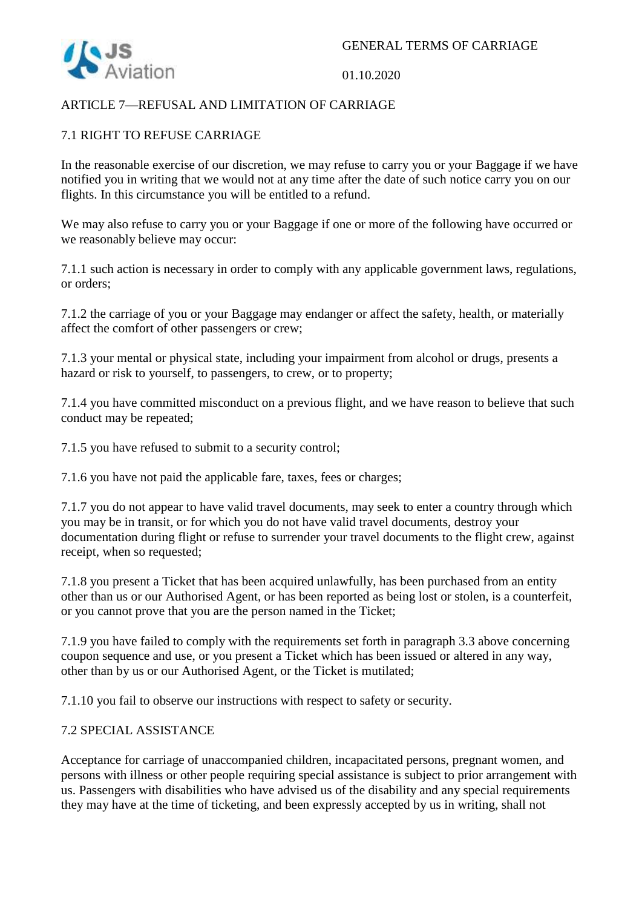## ARTICLE 7—REFUSAL AND LIMITATION OF CARRIAGE

### 7.1 RIGHT TO REFUSE CARRIAGE

In the reasonable exercise of our discretion, we may refuse to carry you or your Baggage if we have notified you in writing that we would not at any time after the date of such notice carry you on our flights. In this circumstance you will be entitled to a refund.

We may also refuse to carry you or your Baggage if one or more of the following have occurred or we reasonably believe may occur:

7.1.1 such action is necessary in order to comply with any applicable government laws, regulations, or orders;

7.1.2 the carriage of you or your Baggage may endanger or affect the safety, health, or materially affect the comfort of other passengers or crew;

7.1.3 your mental or physical state, including your impairment from alcohol or drugs, presents a hazard or risk to yourself, to passengers, to crew, or to property;

7.1.4 you have committed misconduct on a previous flight, and we have reason to believe that such conduct may be repeated;

7.1.5 you have refused to submit to a security control;

7.1.6 you have not paid the applicable fare, taxes, fees or charges;

7.1.7 you do not appear to have valid travel documents, may seek to enter a country through which you may be in transit, or for which you do not have valid travel documents, destroy your documentation during flight or refuse to surrender your travel documents to the flight crew, against receipt, when so requested;

7.1.8 you present a Ticket that has been acquired unlawfully, has been purchased from an entity other than us or our Authorised Agent, or has been reported as being lost or stolen, is a counterfeit, or you cannot prove that you are the person named in the Ticket;

7.1.9 you have failed to comply with the requirements set forth in paragraph 3.3 above concerning coupon sequence and use, or you present a Ticket which has been issued or altered in any way, other than by us or our Authorised Agent, or the Ticket is mutilated;

7.1.10 you fail to observe our instructions with respect to safety or security.

### 7.2 SPECIAL ASSISTANCE

Acceptance for carriage of unaccompanied children, incapacitated persons, pregnant women, and persons with illness or other people requiring special assistance is subject to prior arrangement with us. Passengers with disabilities who have advised us of the disability and any special requirements they may have at the time of ticketing, and been expressly accepted by us in writing, shall not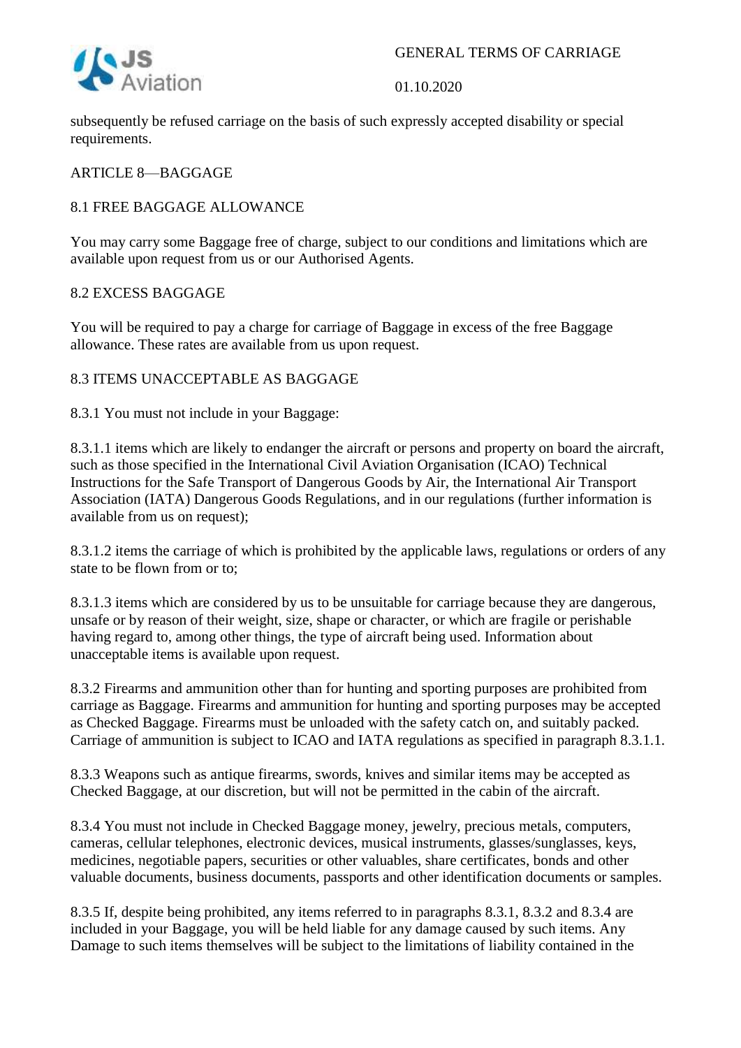subsequently be refused carriage on the basis of such expressly accepted disability or special requirements.

## ARTICLE 8—BAGGAGE

### 8.1 FREE BAGGAGE ALLOWANCE

You may carry some Baggage free of charge, subject to our conditions and limitations which are available upon request from us or our Authorised Agents.

### 8.2 EXCESS BAGGAGE

You will be required to pay a charge for carriage of Baggage in excess of the free Baggage allowance. These rates are available from us upon request.

### 8.3 ITEMS UNACCEPTABLE AS BAGGAGE

8.3.1 You must not include in your Baggage:

8.3.1.1 items which are likely to endanger the aircraft or persons and property on board the aircraft, such as those specified in the International Civil Aviation Organisation (ICAO) Technical Instructions for the Safe Transport of Dangerous Goods by Air, the International Air Transport Association (IATA) Dangerous Goods Regulations, and in our regulations (further information is available from us on request);

8.3.1.2 items the carriage of which is prohibited by the applicable laws, regulations or orders of any state to be flown from or to;

8.3.1.3 items which are considered by us to be unsuitable for carriage because they are dangerous, unsafe or by reason of their weight, size, shape or character, or which are fragile or perishable having regard to, among other things, the type of aircraft being used. Information about unacceptable items is available upon request.

8.3.2 Firearms and ammunition other than for hunting and sporting purposes are prohibited from carriage as Baggage. Firearms and ammunition for hunting and sporting purposes may be accepted as Checked Baggage. Firearms must be unloaded with the safety catch on, and suitably packed. Carriage of ammunition is subject to ICAO and IATA regulations as specified in paragraph 8.3.1.1.

8.3.3 Weapons such as antique firearms, swords, knives and similar items may be accepted as Checked Baggage, at our discretion, but will not be permitted in the cabin of the aircraft.

8.3.4 You must not include in Checked Baggage money, jewelry, precious metals, computers, cameras, cellular telephones, electronic devices, musical instruments, glasses/sunglasses, keys, medicines, negotiable papers, securities or other valuables, share certificates, bonds and other valuable documents, business documents, passports and other identification documents or samples.

8.3.5 If, despite being prohibited, any items referred to in paragraphs 8.3.1, 8.3.2 and 8.3.4 are included in your Baggage, you will be held liable for any damage caused by such items. Any Damage to such items themselves will be subject to the limitations of liability contained in the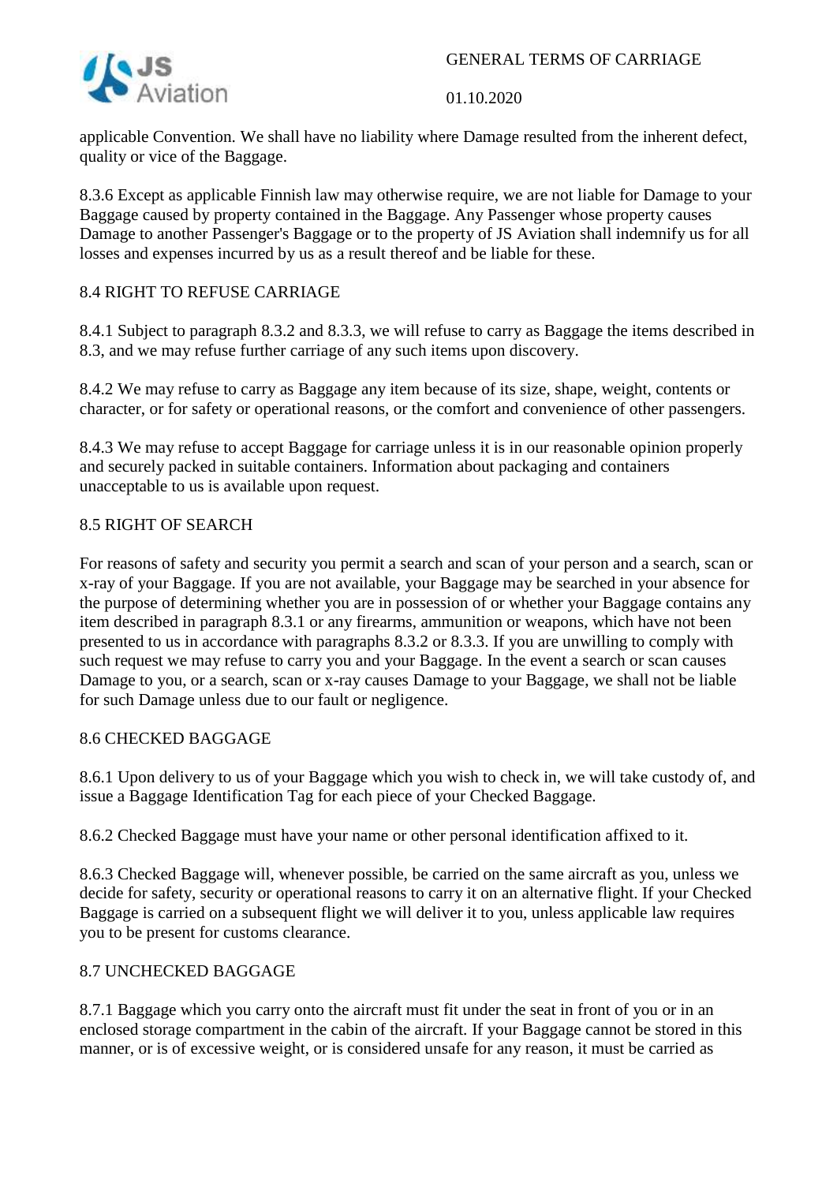applicable Convention. We shall have no liability where Damage resulted from the inherent defect, quality or vice of the Baggage.

8.3.6 Except as applicable Finnish law may otherwise require, we are not liable for Damage to your Baggage caused by property contained in the Baggage. Any Passenger whose property causes Damage to another Passenger's Baggage or to the property of JS Aviation shall indemnify us for all losses and expenses incurred by us as a result thereof and be liable for these.

## 8.4 RIGHT TO REFUSE CARRIAGE

8.4.1 Subject to paragraph 8.3.2 and 8.3.3, we will refuse to carry as Baggage the items described in 8.3, and we may refuse further carriage of any such items upon discovery.

8.4.2 We may refuse to carry as Baggage any item because of its size, shape, weight, contents or character, or for safety or operational reasons, or the comfort and convenience of other passengers.

8.4.3 We may refuse to accept Baggage for carriage unless it is in our reasonable opinion properly and securely packed in suitable containers. Information about packaging and containers unacceptable to us is available upon request.

## 8.5 RIGHT OF SEARCH

For reasons of safety and security you permit a search and scan of your person and a search, scan or x-ray of your Baggage. If you are not available, your Baggage may be searched in your absence for the purpose of determining whether you are in possession of or whether your Baggage contains any item described in paragraph 8.3.1 or any firearms, ammunition or weapons, which have not been presented to us in accordance with paragraphs 8.3.2 or 8.3.3. If you are unwilling to comply with such request we may refuse to carry you and your Baggage. In the event a search or scan causes Damage to you, or a search, scan or x-ray causes Damage to your Baggage, we shall not be liable for such Damage unless due to our fault or negligence.

## 8.6 CHECKED BAGGAGE

8.6.1 Upon delivery to us of your Baggage which you wish to check in, we will take custody of, and issue a Baggage Identification Tag for each piece of your Checked Baggage.

8.6.2 Checked Baggage must have your name or other personal identification affixed to it.

8.6.3 Checked Baggage will, whenever possible, be carried on the same aircraft as you, unless we decide for safety, security or operational reasons to carry it on an alternative flight. If your Checked Baggage is carried on a subsequent flight we will deliver it to you, unless applicable law requires you to be present for customs clearance.

## 8.7 UNCHECKED BAGGAGE

8.7.1 Baggage which you carry onto the aircraft must fit under the seat in front of you or in an enclosed storage compartment in the cabin of the aircraft. If your Baggage cannot be stored in this manner, or is of excessive weight, or is considered unsafe for any reason, it must be carried as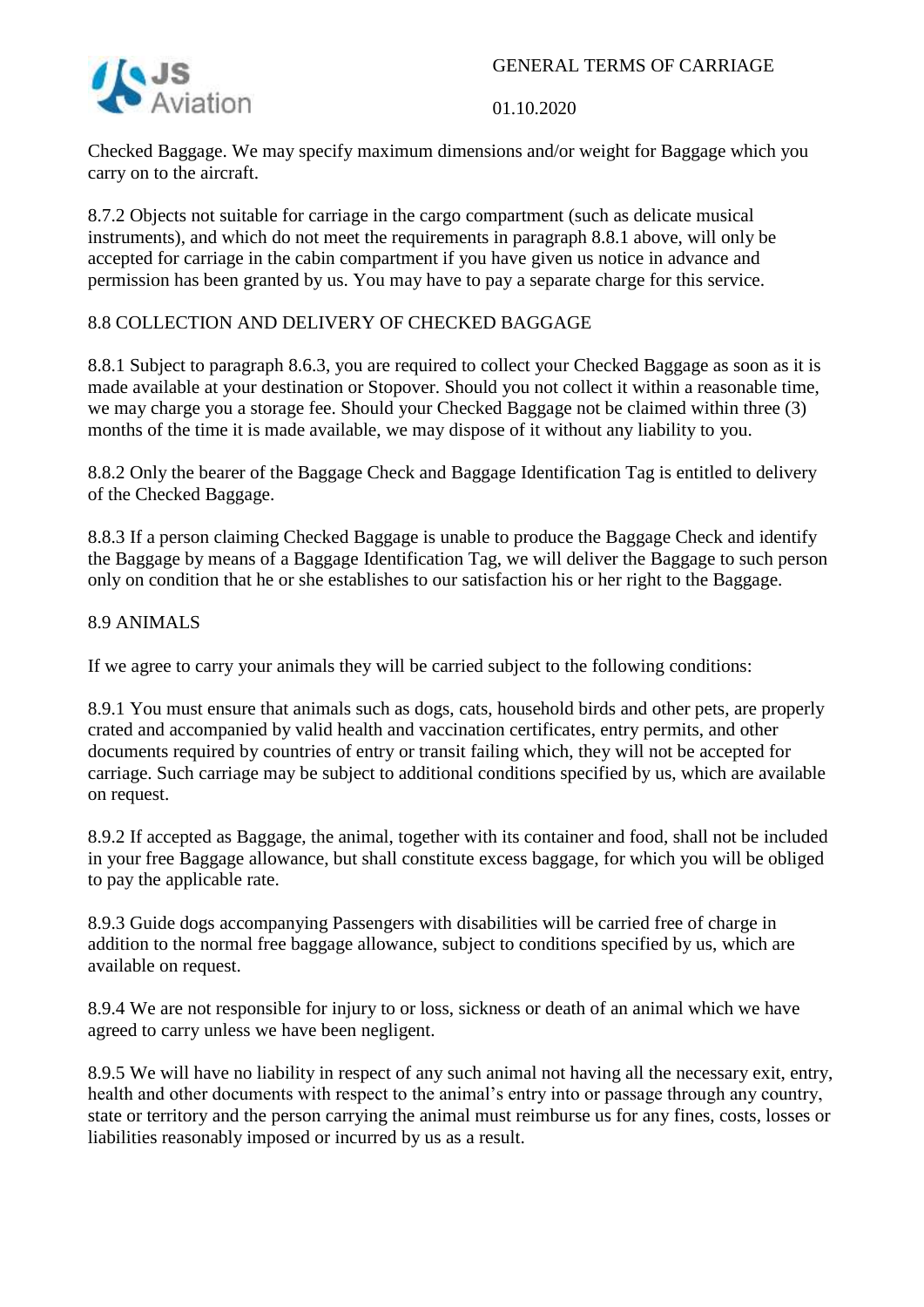Checked Baggage. We may specify maximum dimensions and/or weight for Baggage which you carry on to the aircraft.

8.7.2 Objects not suitable for carriage in the cargo compartment (such as delicate musical instruments), and which do not meet the requirements in paragraph 8.8.1 above, will only be accepted for carriage in the cabin compartment if you have given us notice in advance and permission has been granted by us. You may have to pay a separate charge for this service.

## 8.8 COLLECTION AND DELIVERY OF CHECKED BAGGAGE

8.8.1 Subject to paragraph 8.6.3, you are required to collect your Checked Baggage as soon as it is made available at your destination or Stopover. Should you not collect it within a reasonable time, we may charge you a storage fee. Should your Checked Baggage not be claimed within three (3) months of the time it is made available, we may dispose of it without any liability to you.

8.8.2 Only the bearer of the Baggage Check and Baggage Identification Tag is entitled to delivery of the Checked Baggage.

8.8.3 If a person claiming Checked Baggage is unable to produce the Baggage Check and identify the Baggage by means of a Baggage Identification Tag, we will deliver the Baggage to such person only on condition that he or she establishes to our satisfaction his or her right to the Baggage.

## 8.9 ANIMALS

If we agree to carry your animals they will be carried subject to the following conditions:

8.9.1 You must ensure that animals such as dogs, cats, household birds and other pets, are properly crated and accompanied by valid health and vaccination certificates, entry permits, and other documents required by countries of entry or transit failing which, they will not be accepted for carriage. Such carriage may be subject to additional conditions specified by us, which are available on request.

8.9.2 If accepted as Baggage, the animal, together with its container and food, shall not be included in your free Baggage allowance, but shall constitute excess baggage, for which you will be obliged to pay the applicable rate.

8.9.3 Guide dogs accompanying Passengers with disabilities will be carried free of charge in addition to the normal free baggage allowance, subject to conditions specified by us, which are available on request.

8.9.4 We are not responsible for injury to or loss, sickness or death of an animal which we have agreed to carry unless we have been negligent.

8.9.5 We will have no liability in respect of any such animal not having all the necessary exit, entry, health and other documents with respect to the animal's entry into or passage through any country, state or territory and the person carrying the animal must reimburse us for any fines, costs, losses or liabilities reasonably imposed or incurred by us as a result.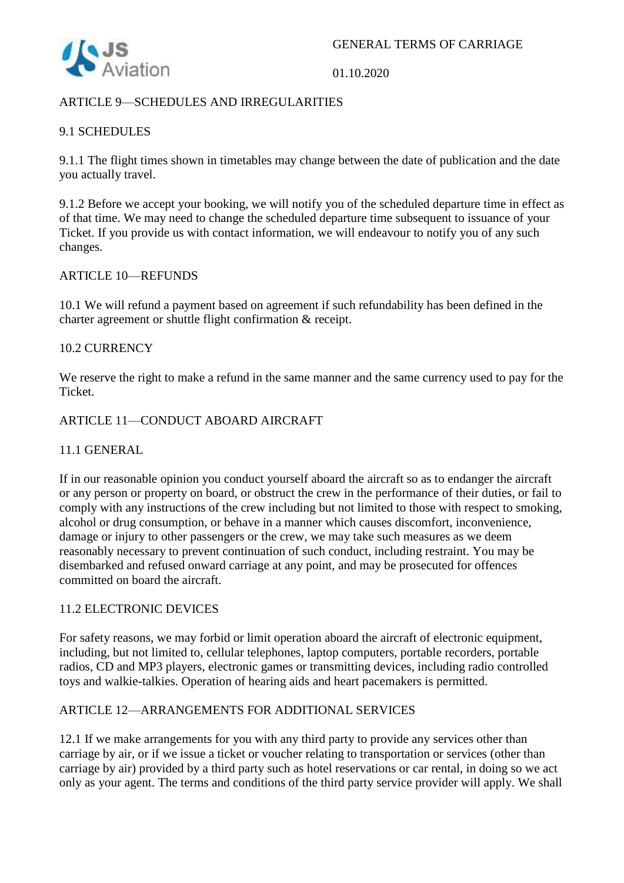## ARTICLE 9—SCHEDULES AND IRREGULARITIES

### 9.1 SCHEDULES

9.1.1 The flight times shown in timetables may change between the date of publication and the date you actually travel.

9.1.2 Before we accept your booking, we will notify you of the scheduled departure time in effect as of that time. We may need to change the scheduled departure time subsequent to issuance of your Ticket. If you provide us with contact information, we will endeavour to notify you of any such changes.

## ARTICLE 10—REFUNDS

10.1 We will refund a payment based on agreement if such refundability has been defined in the charter agreement or shuttle flight confirmation & receipt.

### 10.2 CURRENCY

We reserve the right to make a refund in the same manner and the same currency used to pay for the Ticket.

## ARTICLE 11—CONDUCT ABOARD AIRCRAFT

### 11.1 GENERAL

If in our reasonable opinion you conduct yourself aboard the aircraft so as to endanger the aircraft or any person or property on board, or obstruct the crew in the performance of their duties, or fail to comply with any instructions of the crew including but not limited to those with respect to smoking, alcohol or drug consumption, or behave in a manner which causes discomfort, inconvenience, damage or injury to other passengers or the crew, we may take such measures as we deem reasonably necessary to prevent continuation of such conduct, including restraint. You may be disembarked and refused onward carriage at any point, and may be prosecuted for offences committed on board the aircraft.

### 11.2 ELECTRONIC DEVICES

For safety reasons, we may forbid or limit operation aboard the aircraft of electronic equipment, including, but not limited to, cellular telephones, laptop computers, portable recorders, portable radios, CD and MP3 players, electronic games or transmitting devices, including radio controlled toys and walkie-talkies. Operation of hearing aids and heart pacemakers is permitted.

## ARTICLE 12—ARRANGEMENTS FOR ADDITIONAL SERVICES

12.1 If we make arrangements for you with any third party to provide any services other than carriage by air, or if we issue a ticket or voucher relating to transportation or services (other than carriage by air) provided by a third party such as hotel reservations or car rental, in doing so we act only as your agent. The terms and conditions of the third party service provider will apply. We shall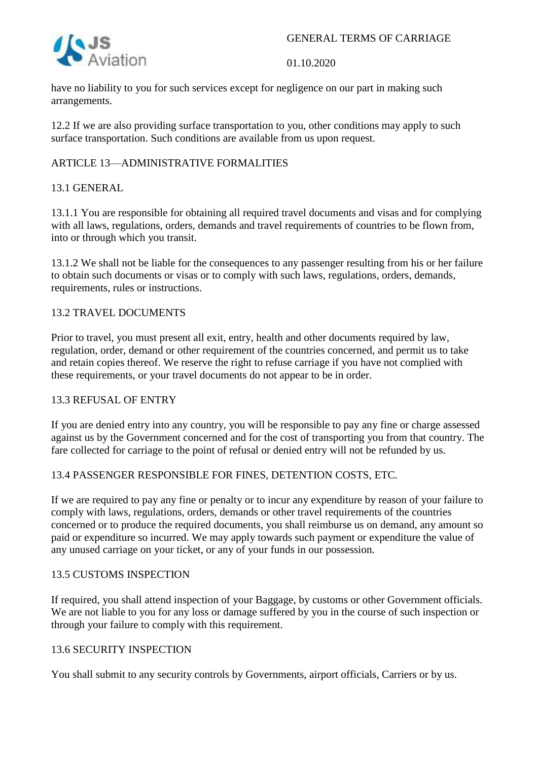have no liability to you for such services except for negligence on our part in making such arrangements.

12.2 If we are also providing surface transportation to you, other conditions may apply to such surface transportation. Such conditions are available from us upon request.

## ARTICLE 13—ADMINISTRATIVE FORMALITIES

### 13.1 GENERAL

13.1.1 You are responsible for obtaining all required travel documents and visas and for complying with all laws, regulations, orders, demands and travel requirements of countries to be flown from, into or through which you transit.

13.1.2 We shall not be liable for the consequences to any passenger resulting from his or her failure to obtain such documents or visas or to comply with such laws, regulations, orders, demands, requirements, rules or instructions.

### 13.2 TRAVEL DOCUMENTS

Prior to travel, you must present all exit, entry, health and other documents required by law, regulation, order, demand or other requirement of the countries concerned, and permit us to take and retain copies thereof. We reserve the right to refuse carriage if you have not complied with these requirements, or your travel documents do not appear to be in order.

### 13.3 REFUSAL OF ENTRY

If you are denied entry into any country, you will be responsible to pay any fine or charge assessed against us by the Government concerned and for the cost of transporting you from that country. The fare collected for carriage to the point of refusal or denied entry will not be refunded by us.

### 13.4 PASSENGER RESPONSIBLE FOR FINES, DETENTION COSTS, ETC.

If we are required to pay any fine or penalty or to incur any expenditure by reason of your failure to comply with laws, regulations, orders, demands or other travel requirements of the countries concerned or to produce the required documents, you shall reimburse us on demand, any amount so paid or expenditure so incurred. We may apply towards such payment or expenditure the value of any unused carriage on your ticket, or any of your funds in our possession.

### 13.5 CUSTOMS INSPECTION

If required, you shall attend inspection of your Baggage, by customs or other Government officials. We are not liable to you for any loss or damage suffered by you in the course of such inspection or through your failure to comply with this requirement.

### 13.6 SECURITY INSPECTION

You shall submit to any security controls by Governments, airport officials, Carriers or by us.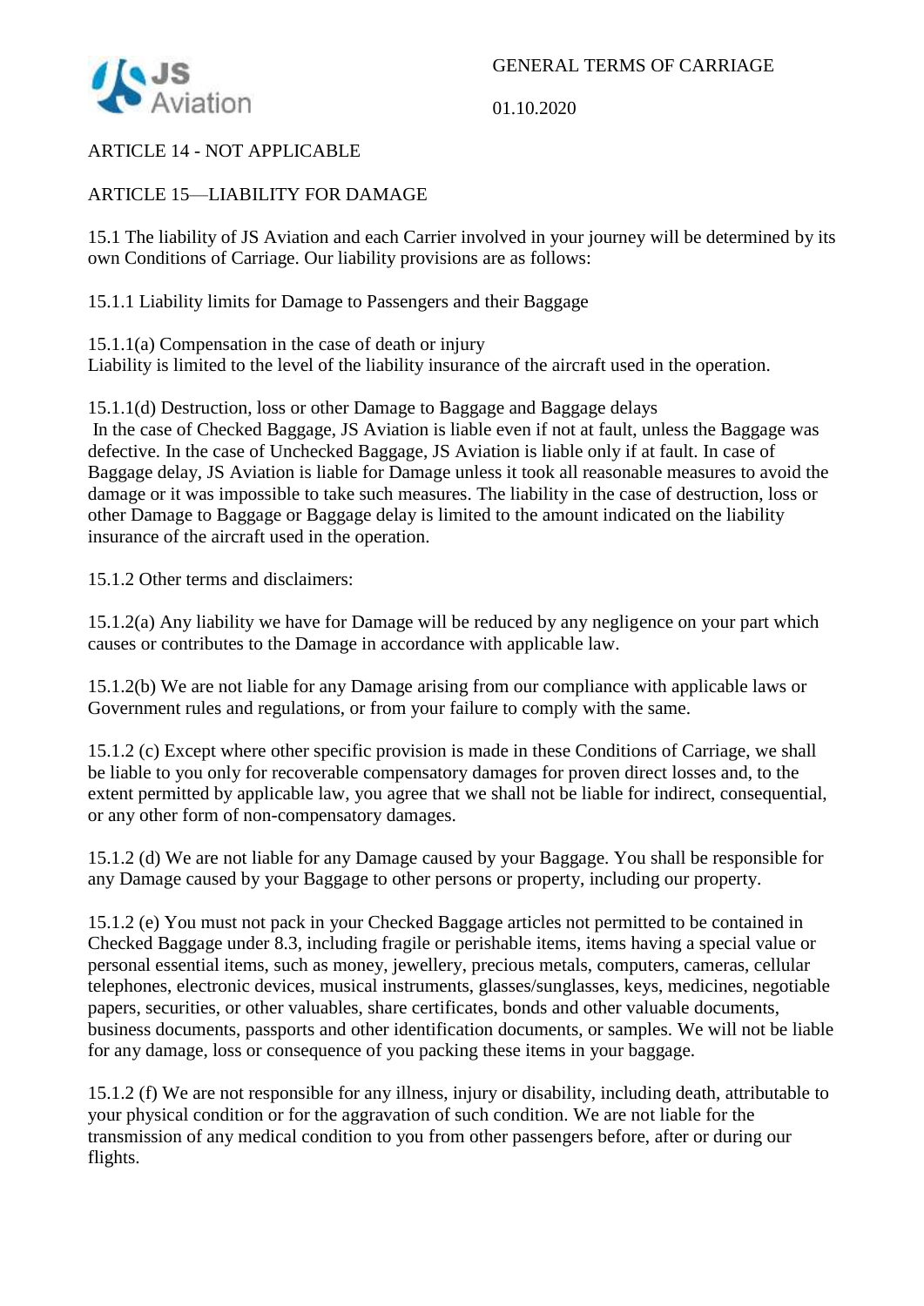ARTICLE 14 - NOT APPLICABLE

ARTICLE 15—LIABILITY FOR DAMAGE

15.1 The liability of JS Aviation and each Carrier involved in your journey will be determined by its own Conditions of Carriage. Our liability provisions are as follows:

15.1.1 Liability limits for Damage to Passengers and their Baggage

15.1.1(a) Compensation in the case of death or injury
Liability is limited to the level of the liability insurance of the aircraft used in the operation.

15.1.1(d) Destruction, loss or other Damage to Baggage and Baggage delays
In the case of Checked Baggage, JS Aviation is liable even if not at fault, unless the Baggage was defective. In the case of Unchecked Baggage, JS Aviation is liable only if at fault. In case of Baggage delay, JS Aviation is liable for Damage unless it took all reasonable measures to avoid the damage or it was impossible to take such measures. The liability in the case of destruction, loss or other Damage to Baggage or Baggage delay is limited to the amount indicated on the liability insurance of the aircraft used in the operation.

15.1.2 Other terms and disclaimers:

15.1.2(a) Any liability we have for Damage will be reduced by any negligence on your part which causes or contributes to the Damage in accordance with applicable law.

15.1.2(b) We are not liable for any Damage arising from our compliance with applicable laws or Government rules and regulations, or from your failure to comply with the same.

15.1.2 (c) Except where other specific provision is made in these Conditions of Carriage, we shall be liable to you only for recoverable compensatory damages for proven direct losses and, to the extent permitted by applicable law, you agree that we shall not be liable for indirect, consequential, or any other form of non-compensatory damages.

15.1.2 (d) We are not liable for any Damage caused by your Baggage. You shall be responsible for any Damage caused by your Baggage to other persons or property, including our property.

15.1.2 (e) You must not pack in your Checked Baggage articles not permitted to be contained in Checked Baggage under 8.3, including fragile or perishable items, items having a special value or personal essential items, such as money, jewellery, precious metals, computers, cameras, cellular telephones, electronic devices, musical instruments, glasses/sunglasses, keys, medicines, negotiable papers, securities, or other valuables, share certificates, bonds and other valuable documents, business documents, passports and other identification documents, or samples. We will not be liable for any damage, loss or consequence of you packing these items in your baggage.

15.1.2 (f) We are not responsible for any illness, injury or disability, including death, attributable to your physical condition or for the aggravation of such condition. We are not liable for the transmission of any medical condition to you from other passengers before, after or during our flights.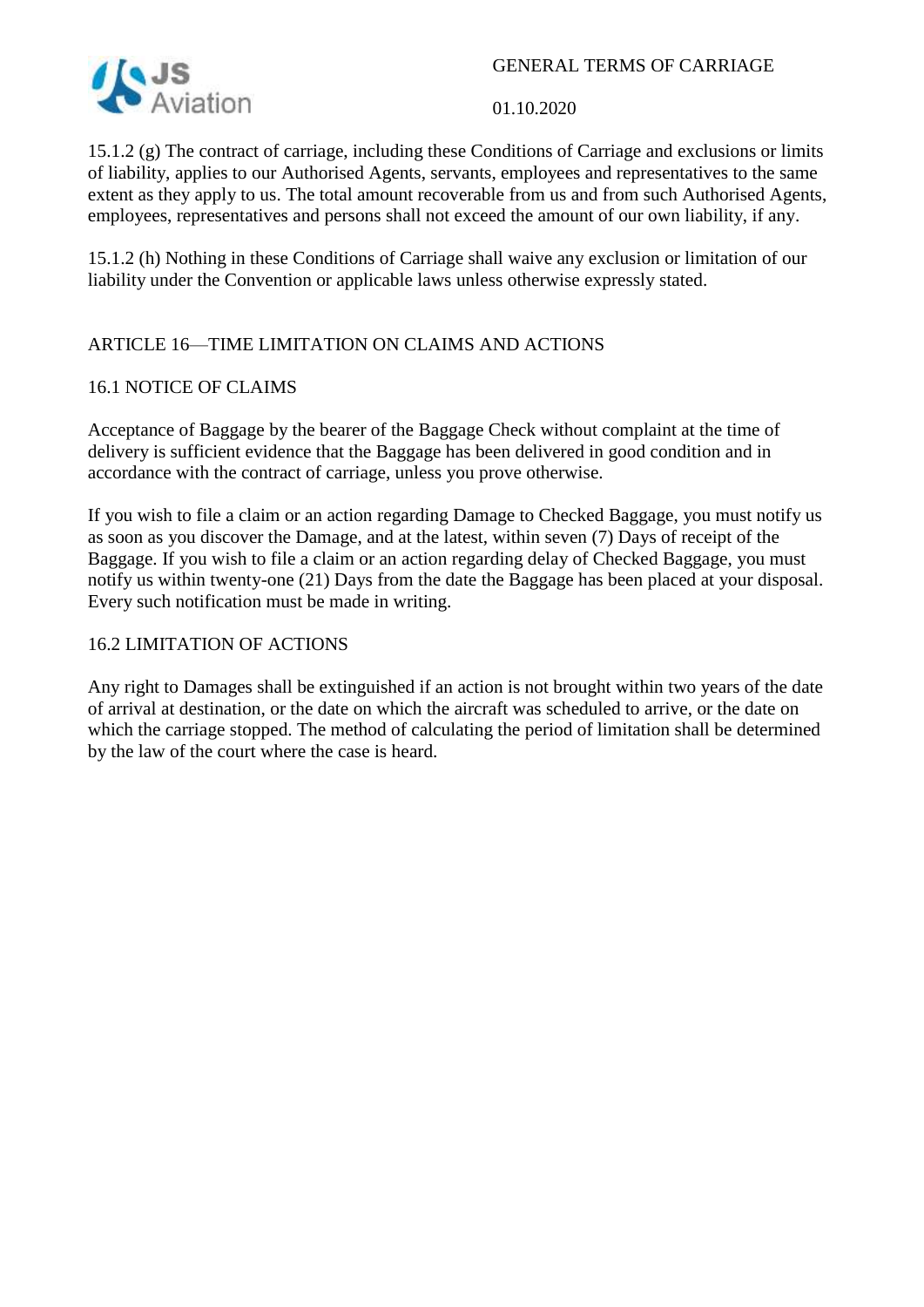15.1.2 (g) The contract of carriage, including these Conditions of Carriage and exclusions or limits of liability, applies to our Authorised Agents, servants, employees and representatives to the same extent as they apply to us. The total amount recoverable from us and from such Authorised Agents, employees, representatives and persons shall not exceed the amount of our own liability, if any.

15.1.2 (h) Nothing in these Conditions of Carriage shall waive any exclusion or limitation of our liability under the Convention or applicable laws unless otherwise expressly stated.

## ARTICLE 16—TIME LIMITATION ON CLAIMS AND ACTIONS

### 16.1 NOTICE OF CLAIMS

Acceptance of Baggage by the bearer of the Baggage Check without complaint at the time of delivery is sufficient evidence that the Baggage has been delivered in good condition and in accordance with the contract of carriage, unless you prove otherwise.

If you wish to file a claim or an action regarding Damage to Checked Baggage, you must notify us as soon as you discover the Damage, and at the latest, within seven (7) Days of receipt of the Baggage. If you wish to file a claim or an action regarding delay of Checked Baggage, you must notify us within twenty-one (21) Days from the date the Baggage has been placed at your disposal. Every such notification must be made in writing.

### 16.2 LIMITATION OF ACTIONS

Any right to Damages shall be extinguished if an action is not brought within two years of the date of arrival at destination, or the date on which the aircraft was scheduled to arrive, or the date on which the carriage stopped. The method of calculating the period of limitation shall be determined by the law of the court where the case is heard.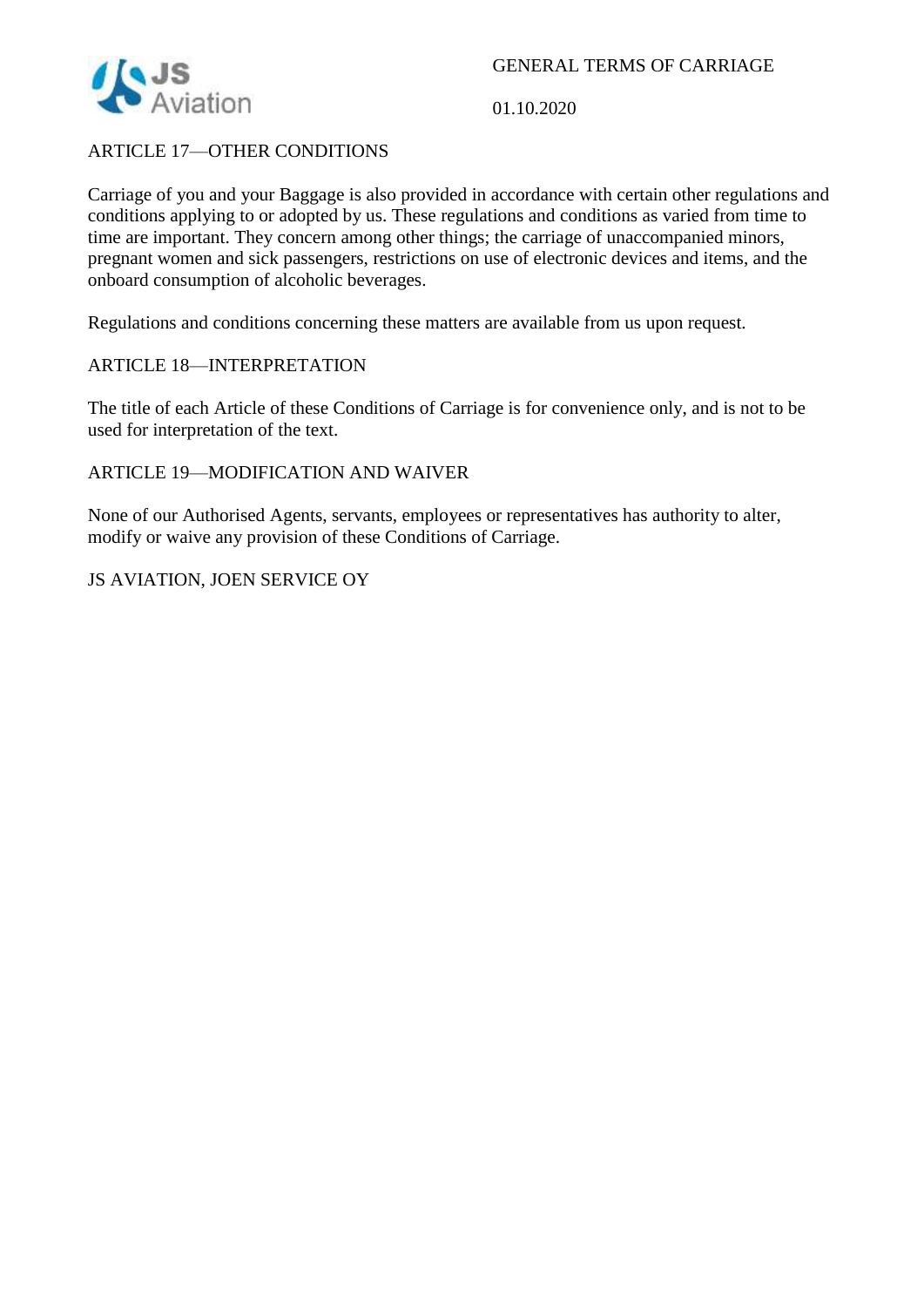## ARTICLE 17—OTHER CONDITIONS

Carriage of you and your Baggage is also provided in accordance with certain other regulations and conditions applying to or adopted by us. These regulations and conditions as varied from time to time are important. They concern among other things; the carriage of unaccompanied minors, pregnant women and sick passengers, restrictions on use of electronic devices and items, and the onboard consumption of alcoholic beverages.

Regulations and conditions concerning these matters are available from us upon request.

## ARTICLE 18—INTERPRETATION

The title of each Article of these Conditions of Carriage is for convenience only, and is not to be used for interpretation of the text.

## ARTICLE 19—MODIFICATION AND WAIVER

None of our Authorised Agents, servants, employees or representatives has authority to alter, modify or waive any provision of these Conditions of Carriage.

JS AVIATION, JOEN SERVICE OY